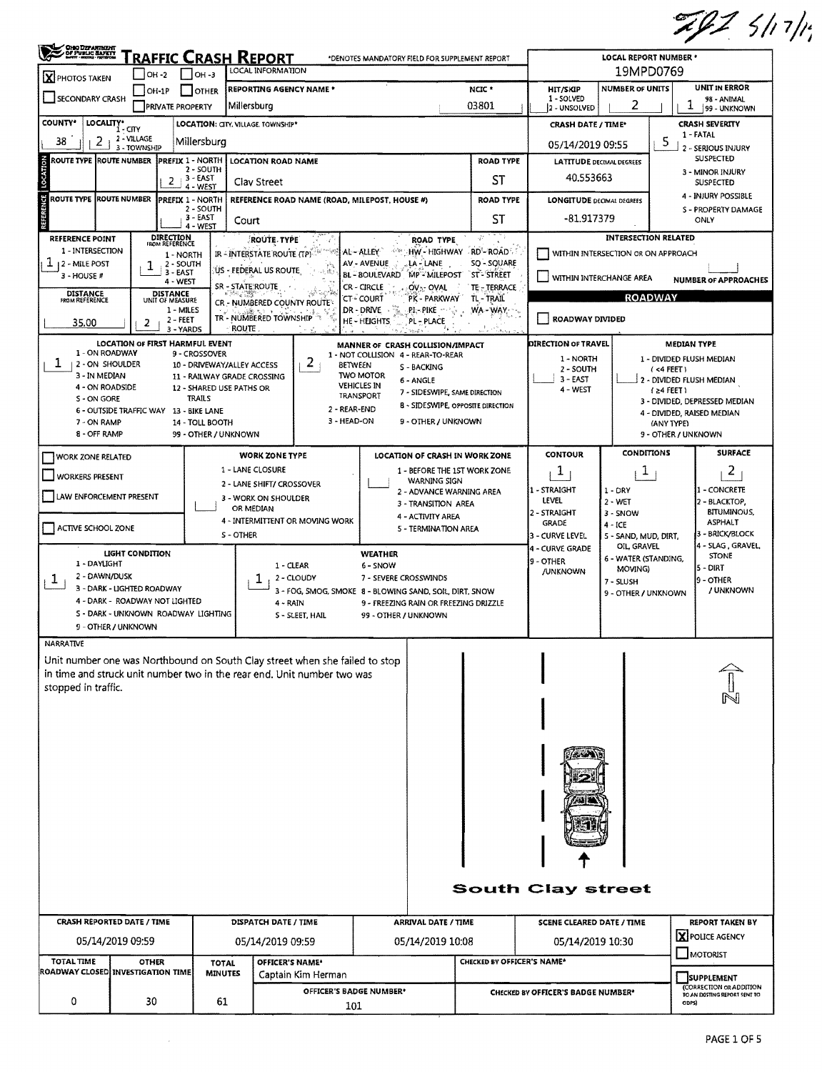# TRAFFIC CRASH REPORT

*DENOTES MANDATORY FIELD FOR SUPPLEMENT REPORT

LOCAL REPORT NUMBER *: 19MPD0769

| Field | Value |
|---|---|
| PHOTOS TAKEN | X |
| LOCAL INFORMATION | |
| REPORTING AGENCY NAME * | Millersburg |
| NCIC * | 03801 |
| HIT/SKIP (1 - SOLVED, 2 - UNSOLVED) | |
| NUMBER OF UNITS | 2 |
| UNIT IN ERROR (98 - ANIMAL, 99 - UNKNOWN) | 1 |
| COUNTY* | 38 |
| LOCALITY* (1 - CITY, 2 - VILLAGE, 3 - TOWNSHIP) | 2 |
| LOCATION: CITY, VILLAGE, TOWNSHIP* | Millersburg |
| CRASH DATE / TIME* | 05/14/2019 09:55 |
| CRASH SEVERITY (1 - FATAL, 2 - SERIOUS INJURY SUSPECTED, 3 - MINOR INJURY SUSPECTED, 4 - INJURY POSSIBLE, 5 - PROPERTY DAMAGE ONLY) | 5 |

## LOCATION

| ROUTE TYPE | ROUTE NUMBER | PREFIX (1 - NORTH, 2 - SOUTH, 3 - EAST, 4 - WEST) | LOCATION ROAD NAME | ROAD TYPE | LATITUDE DECIMAL DEGREES |
|---|---|---|---|---|---|
| | | 2 | Clay Street | ST | 40.553663 |

## REFERENCE

| ROUTE TYPE | ROUTE NUMBER | PREFIX | REFERENCE ROAD NAME (ROAD, MILEPOST, HOUSE #) | ROAD TYPE | LONGITUDE DECIMAL DEGREES |
|---|---|---|---|---|---|
| | | | Court | ST | -81.917379 |

| Field | Value |
|---|---|
| REFERENCE POINT (1 - INTERSECTION, 2 - MILE POST, 3 - HOUSE #) | 1 |
| DIRECTION FROM REFERENCE (1 - NORTH, 2 - SOUTH, 3 - EAST, 4 - WEST) | 1 |
| DISTANCE FROM REFERENCE | 35.00 |
| DISTANCE UNIT OF MEASURE (1 - MILES, 2 - FEET, 3 - YARDS) | 2 |

ROUTE TYPE: IR - INTERSTATE ROUTE (TP), US - FEDERAL US ROUTE, SR - STATE ROUTE, CR - NUMBERED COUNTY ROUTE, TR - NUMBERED TOWNSHIP ROUTE

ROAD TYPE: AL - ALLEY, AV - AVENUE, BL - BOULEVARD, CR - CIRCLE, CT - COURT, DR - DRIVE, HE - HEIGHTS, HW - HIGHWAY, LA - LANE, MP - MILEPOST, OV - OVAL, PK - PARKWAY, PI - PIKE, PL - PLACE, RD - ROAD, SQ - SQUARE, ST - STREET, TE - TERRACE, TL - TRAIL, WA - WAY

INTERSECTION RELATED: WITHIN INTERSECTION OR ON APPROACH; WITHIN INTERCHANGE AREA; NUMBER OF APPROACHES

ROADWAY: ROADWAY DIVIDED

| Field | Value |
|---|---|
| LOCATION OF FIRST HARMFUL EVENT | 1 |
| MANNER OF CRASH COLLISION/IMPACT | 2 |
| DIRECTION OF TRAVEL | |
| MEDIAN TYPE | |

LOCATION OF FIRST HARMFUL EVENT: 1 - ON ROADWAY, 2 - ON SHOULDER, 3 - IN MEDIAN, 4 - ON ROADSIDE, 5 - ON GORE, 6 - OUTSIDE TRAFFIC WAY, 7 - ON RAMP, 8 - OFF RAMP, 9 - CROSSOVER, 10 - DRIVEWAY/ALLEY ACCESS, 11 - RAILWAY GRADE CROSSING, 12 - SHARED USE PATHS OR TRAILS, 13 - BIKE LANE, 14 - TOLL BOOTH, 99 - OTHER / UNKNOWN

MANNER OF CRASH COLLISION/IMPACT: 1 - NOT COLLISION BETWEEN TWO MOTOR VEHICLES IN TRANSPORT, 2 - REAR-END, 3 - HEAD-ON, 4 - REAR-TO-REAR, 5 - BACKING, 6 - ANGLE, 7 - SIDESWIPE, SAME DIRECTION, 8 - SIDESWIPE, OPPOSITE DIRECTION, 9 - OTHER / UNKNOWN

DIRECTION OF TRAVEL: 1 - NORTH, 2 - SOUTH, 3 - EAST, 4 - WEST

MEDIAN TYPE: 1 - DIVIDED FLUSH MEDIAN (<4 FEET), 2 - DIVIDED FLUSH MEDIAN (≥4 FEET), 3 - DIVIDED, DEPRESSED MEDIAN, 4 - DIVIDED, RAISED MEDIAN (ANY TYPE), 9 - OTHER / UNKNOWN

## WORK ZONE

WORK ZONE RELATED; WORKERS PRESENT; LAW ENFORCEMENT PRESENT; ACTIVE SCHOOL ZONE

WORK ZONE TYPE: 1 - LANE CLOSURE, 2 - LANE SHIFT/ CROSSOVER, 3 - WORK ON SHOULDER OR MEDIAN, 4 - INTERMITTENT OR MOVING WORK, 5 - OTHER

LOCATION OF CRASH IN WORK ZONE: 1 - BEFORE THE 1ST WORK ZONE WARNING SIGN, 2 - ADVANCE WARNING AREA, 3 - TRANSITION AREA, 4 - ACTIVITY AREA, 5 - TERMINATION AREA

| CONTOUR | CONDITIONS | SURFACE |
|---|---|---|
| 1 | 1 | 2 |

CONTOUR: 1 - STRAIGHT LEVEL, 2 - STRAIGHT GRADE, 3 - CURVE LEVEL, 4 - CURVE GRADE, 9 - OTHER /UNKNOWN

CONDITIONS: 1 - DRY, 2 - WET, 3 - SNOW, 4 - ICE, 5 - SAND, MUD, DIRT, OIL, GRAVEL, 6 - WATER (STANDING, MOVING), 7 - SLUSH, 9 - OTHER / UNKNOWN

SURFACE: 1 - CONCRETE, 2 - BLACKTOP, BITUMINOUS, ASPHALT, 3 - BRICK/BLOCK, 4 - SLAG, GRAVEL, STONE, 5 - DIRT, 9 - OTHER / UNKNOWN

| LIGHT CONDITION | WEATHER |
|---|---|
| 1 | 1 |

LIGHT CONDITION: 1 - DAYLIGHT, 2 - DAWN/DUSK, 3 - DARK - LIGHTED ROADWAY, 4 - DARK - ROADWAY NOT LIGHTED, 5 - DARK - UNKNOWN ROADWAY LIGHTING, 9 - OTHER / UNKNOWN

WEATHER: 1 - CLEAR, 2 - CLOUDY, 3 - FOG, SMOG, SMOKE, 4 - RAIN, 5 - SLEET, HAIL, 6 - SNOW, 7 - SEVERE CROSSWINDS, 8 - BLOWING SAND, SOIL, DIRT, SNOW, 9 - FREEZING RAIN OR FREEZING DRIZZLE, 99 - OTHER / UNKNOWN

## NARRATIVE

Unit number one was Northbound on South Clay street when she failed to stop in time and struck unit number two in the rear end. Unit number two was stopped in traffic.

South Clay street

| CRASH REPORTED DATE / TIME | DISPATCH DATE / TIME | ARRIVAL DATE / TIME | SCENE CLEARED DATE / TIME | REPORT TAKEN BY |
|---|---|---|---|---|
| 05/14/2019 09:59 | 05/14/2019 09:59 | 05/14/2019 10:08 | 05/14/2019 10:30 | X POLICE AGENCY |

| TOTAL TIME ROADWAY CLOSED | OTHER INVESTIGATION TIME | TOTAL MINUTES | OFFICER'S NAME* | OFFICER'S BADGE NUMBER* | CHECKED BY OFFICER'S NAME* | CHECKED BY OFFICER'S BADGE NUMBER* |
|---|---|---|---|---|---|---|
| 0 | 30 | 61 | Captain Kim Herman | 101 | | |

SUPPLEMENT (CORRECTION OR ADDITION TO AN EXISTING REPORT SENT TO ODPS)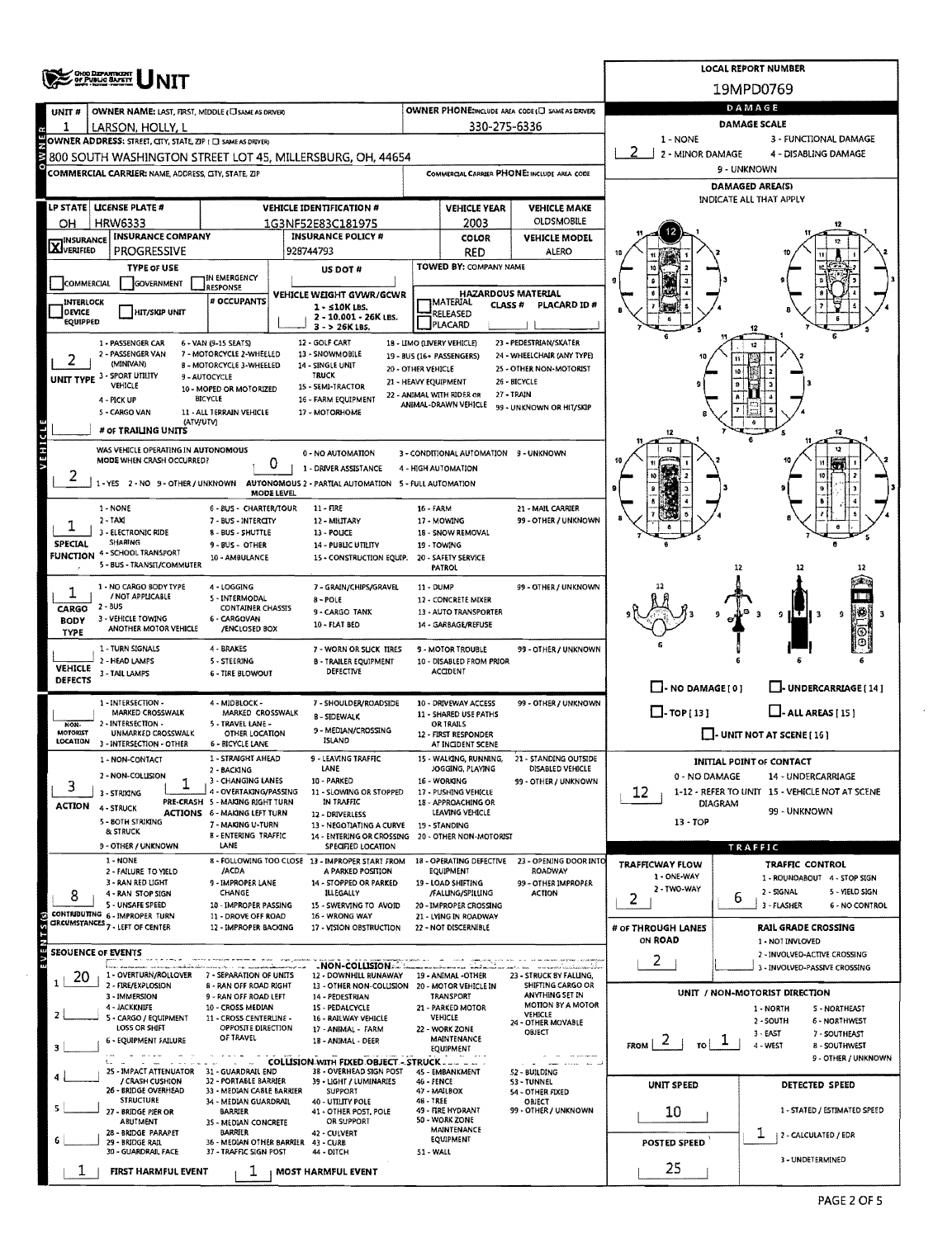# UNIT

**LOCAL REPORT NUMBER:** 19MPD0769

| Field | Value |
|---|---|
| UNIT # | 1 |
| OWNER NAME: LAST, FIRST, MIDDLE | LARSON, HOLLY, L |
| OWNER PHONE | 330-275-6336 |
| OWNER ADDRESS | 800 SOUTH WASHINGTON STREET LOT 45, MILLERSBURG, OH, 44654 |
| COMMERCIAL CARRIER: NAME, ADDRESS, CITY, STATE, ZIP | |
| COMMERCIAL CARRIER PHONE | |

| LP STATE | LICENSE PLATE # | VEHICLE IDENTIFICATION # | VEHICLE YEAR | VEHICLE MAKE |
|---|---|---|---|---|
| OH | HRW6333 | 1G3NF52E83C181975 | 2003 | OLDSMOBILE |

| INSURANCE | INSURANCE COMPANY | INSURANCE POLICY # | COLOR | VEHICLE MODEL |
|---|---|---|---|---|
| X VERIFIED | PROGRESSIVE | 928744793 | RED | ALERO |

**TYPE OF USE:** COMMERCIAL / GOVERNMENT / IN EMERGENCY RESPONSE
**US DOT #:**
**TOWED BY: COMPANY NAME:**
**INTERLOCK DEVICE EQUIPPED / HIT/SKIP UNIT / # OCCUPANTS**
**VEHICLE WEIGHT GVWR/GCWR:** 1 - ≤10K LBS. 2 - 10.001 - 26K LBS. 3 - > 26K LBS.
**HAZARDOUS MATERIAL:** MATERIAL RELEASED / PLACARD — CLASS # — PLACARD ID #

**UNIT TYPE:** 2
1 - PASSENGER CAR, 2 - PASSENGER VAN (MINIVAN), 3 - SPORT UTILITY VEHICLE, 4 - PICK UP, 5 - CARGO VAN, 6 - VAN (9-15 SEATS), 7 - MOTORCYCLE 2-WHEELED, 8 - MOTORCYCLE 3-WHEELED, 9 - AUTOCYCLE, 10 - MOPED OR MOTORIZED BICYCLE, 11 - ALL TERRAIN VEHICLE (ATV/UTV), 12 - GOLF CART, 13 - SNOWMOBILE, 14 - SINGLE UNIT TRUCK, 15 - SEMI-TRACTOR, 16 - FARM EQUIPMENT, 17 - MOTORHOME, 18 - LIMO (LIVERY VEHICLE), 19 - BUS (16+ PASSENGERS), 20 - OTHER VEHICLE, 21 - HEAVY EQUIPMENT, 22 - ANIMAL WITH RIDER OR ANIMAL-DRAWN VEHICLE, 23 - PEDESTRIAN/SKATER, 24 - WHEELCHAIR (ANY TYPE), 25 - OTHER NON-MOTORIST, 26 - BICYCLE, 27 - TRAIN, 99 - UNKNOWN OR HIT/SKIP
**# OF TRAILING UNITS:**

**WAS VEHICLE OPERATING IN AUTONOMOUS MODE WHEN CRASH OCCURRED?** 2 (1 - YES 2 - NO 9 - OTHER / UNKNOWN)
**AUTONOMOUS MODE LEVEL:** 0 (0 - NO AUTOMATION, 1 - DRIVER ASSISTANCE, 2 - PARTIAL AUTOMATION, 3 - CONDITIONAL AUTOMATION, 4 - HIGH AUTOMATION, 5 - FULL AUTOMATION, 9 - UNKNOWN)

**SPECIAL FUNCTION:** 1
1 - NONE, 2 - TAXI, 3 - ELECTRONIC RIDE SHARING, 4 - SCHOOL TRANSPORT, 5 - BUS - TRANSIT/COMMUTER, 6 - BUS - CHARTER/TOUR, 7 - BUS - INTERCITY, 8 - BUS - SHUTTLE, 9 - BUS - OTHER, 10 - AMBULANCE, 11 - FIRE, 12 - MILITARY, 13 - POLICE, 14 - PUBLIC UTILITY, 15 - CONSTRUCTION EQUIP., 16 - FARM, 17 - MOWING, 18 - SNOW REMOVAL, 19 - TOWING, 20 - SAFETY SERVICE PATROL, 21 - MAIL CARRIER, 99 - OTHER / UNKNOWN

**CARGO BODY TYPE:** 1
1 - NO CARGO BODY TYPE / NOT APPLICABLE, 2 - BUS, 3 - VEHICLE TOWING ANOTHER MOTOR VEHICLE, 4 - LOGGING, 5 - INTERMODAL CONTAINER CHASSIS, 6 - CARGOVAN /ENCLOSED BOX, 7 - GRAIN/CHIPS/GRAVEL, 8 - POLE, 9 - CARGO TANK, 10 - FLAT BED, 11 - DUMP, 12 - CONCRETE MIXER, 13 - AUTO TRANSPORTER, 14 - GARBAGE/REFUSE, 99 - OTHER / UNKNOWN

**VEHICLE DEFECTS:**
1 - TURN SIGNALS, 2 - HEAD LAMPS, 3 - TAIL LAMPS, 4 - BRAKES, 5 - STEERING, 6 - TIRE BLOWOUT, 7 - WORN OR SLICK TIRES, 8 - TRAILER EQUIPMENT DEFECTIVE, 9 - MOTOR TROUBLE, 10 - DISABLED FROM PRIOR ACCIDENT, 99 - OTHER / UNKNOWN

**NON-MOTORIST LOCATION:**
1 - INTERSECTION - MARKED CROSSWALK, 2 - INTERSECTION - UNMARKED CROSSWALK, 3 - INTERSECTION - OTHER, 4 - MIDBLOCK - MARKED CROSSWALK, 5 - TRAVEL LANE - OTHER LOCATION, 6 - BICYCLE LANE, 7 - SHOULDER/ROADSIDE, 8 - SIDEWALK, 9 - MEDIAN/CROSSING ISLAND, 10 - DRIVEWAY ACCESS, 11 - SHARED USE PATHS OR TRAILS, 12 - FIRST RESPONDER AT INCIDENT SCENE, 99 - OTHER / UNKNOWN

**ACTION:** 3 — **PRE-CRASH ACTIONS:** 1
1 - NON-CONTACT, 2 - NON-COLLISION, 3 - STRIKING, 4 - STRUCK, 5 - BOTH STRIKING & STRUCK, 9 - OTHER / UNKNOWN
1 - STRAIGHT AHEAD, 2 - BACKING, 3 - CHANGING LANES, 4 - OVERTAKING/PASSING, 5 - MAKING RIGHT TURN, 6 - MAKING LEFT TURN, 7 - MAKING U-TURN, 8 - ENTERING TRAFFIC LANE, 9 - LEAVING TRAFFIC LANE, 10 - PARKED, 11 - SLOWING OR STOPPED IN TRAFFIC, 12 - DRIVERLESS, 13 - NEGOTIATING A CURVE, 14 - ENTERING OR CROSSING SPECIFIED LOCATION, 15 - WALKING, RUNNING, JOGGING, PLAYING, 16 - WORKING, 17 - PUSHING VEHICLE, 18 - APPROACHING OR LEAVING VEHICLE, 19 - STANDING, 20 - OTHER NON-MOTORIST, 21 - STANDING OUTSIDE DISABLED VEHICLE, 99 - OTHER / UNKNOWN

**CONTRIBUTING CIRCUMSTANCES:** 8
1 - NONE, 2 - FAILURE TO YIELD, 3 - RAN RED LIGHT, 4 - RAN STOP SIGN, 5 - UNSAFE SPEED, 6 - IMPROPER TURN, 7 - LEFT OF CENTER, 8 - FOLLOWING TOO CLOSE /ACDA, 9 - IMPROPER LANE CHANGE, 10 - IMPROPER PASSING, 11 - DROVE OFF ROAD, 12 - IMPROPER BACKING, 13 - IMPROPER START FROM A PARKED POSITION, 14 - STOPPED OR PARKED ILLEGALLY, 15 - SWERVING TO AVOID, 16 - WRONG WAY, 17 - VISION OBSTRUCTION, 18 - OPERATING DEFECTIVE EQUIPMENT, 19 - LOAD SHIFTING /FALLING/SPILLING, 20 - IMPROPER CROSSING, 21 - LYING IN ROADWAY, 22 - NOT DISCERNIBLE, 23 - OPENING DOOR INTO ROADWAY, 99 - OTHER IMPROPER ACTION

## SEQUENCE OF EVENTS

| # | Event |
|---|---|
| 1 | 20 |
| 2 | |
| 3 | |
| 4 | |
| 5 | |
| 6 | |

**NON-COLLISION:** 1 - OVERTURN/ROLLOVER, 2 - FIRE/EXPLOSION, 3 - IMMERSION, 4 - JACKKNIFE, 5 - CARGO / EQUIPMENT LOSS OR SHIFT, 6 - EQUIPMENT FAILURE, 7 - SEPARATION OF UNITS, 8 - RAN OFF ROAD RIGHT, 9 - RAN OFF ROAD LEFT, 10 - CROSS MEDIAN, 11 - CROSS CENTERLINE - OPPOSITE DIRECTION OF TRAVEL, 12 - DOWNHILL RUNAWAY, 13 - OTHER NON-COLLISION, 14 - PEDESTRIAN, 15 - PEDALCYCLE, 16 - RAILWAY VEHICLE, 17 - ANIMAL - FARM, 18 - ANIMAL - DEER, 19 - ANIMAL - OTHER, 20 - MOTOR VEHICLE IN TRANSPORT, 21 - PARKED MOTOR VEHICLE, 22 - WORK ZONE MAINTENANCE EQUIPMENT, 23 - STRUCK BY FALLING, SHIFTING CARGO OR ANYTHING SET IN MOTION BY A MOTOR VEHICLE, 24 - OTHER MOVABLE OBJECT

**COLLISION WITH FIXED OBJECT - STRUCK:** 25 - IMPACT ATTENUATOR / CRASH CUSHION, 26 - BRIDGE OVERHEAD STRUCTURE, 27 - BRIDGE PIER OR ABUTMENT, 28 - BRIDGE PARAPET, 29 - BRIDGE RAIL, 30 - GUARDRAIL FACE, 31 - GUARDRAIL END, 32 - PORTABLE BARRIER, 33 - MEDIAN CABLE BARRIER, 34 - MEDIAN GUARDRAIL BARRIER, 35 - MEDIAN CONCRETE BARRIER, 36 - MEDIAN OTHER BARRIER, 37 - TRAFFIC SIGN POST, 38 - OVERHEAD SIGN POST, 39 - LIGHT / LUMINARIES SUPPORT, 40 - UTILITY POLE, 41 - OTHER POST, POLE OR SUPPORT, 42 - CULVERT, 43 - CURB, 44 - DITCH, 45 - EMBANKMENT, 46 - FENCE, 47 - MAILBOX, 48 - TREE, 49 - FIRE HYDRANT, 50 - WORK ZONE MAINTENANCE EQUIPMENT, 51 - WALL, 52 - BUILDING, 53 - TUNNEL, 54 - OTHER FIXED OBJECT, 99 - OTHER / UNKNOWN

**FIRST HARMFUL EVENT:** 1 — **MOST HARMFUL EVENT:** 1

## DAMAGE

**DAMAGE SCALE:** 2
1 - NONE, 2 - MINOR DAMAGE, 3 - FUNCTIONAL DAMAGE, 4 - DISABLING DAMAGE, 9 - UNKNOWN

**DAMAGED AREA(S)** — INDICATE ALL THAT APPLY: 12

- NO DAMAGE [0]
- UNDERCARRIAGE [14]
- TOP [13]
- ALL AREAS [15]
- UNIT NOT AT SCENE [16]

**INITIAL POINT OF CONTACT:** 12
0 - NO DAMAGE, 1-12 - REFER TO UNIT DIAGRAM, 13 - TOP, 14 - UNDERCARRIAGE, 15 - VEHICLE NOT AT SCENE, 99 - UNKNOWN

## TRAFFIC

**TRAFFICWAY FLOW:** 2 (1 - ONE-WAY, 2 - TWO-WAY)
**TRAFFIC CONTROL:** 6 (1 - ROUNDABOUT, 2 - SIGNAL, 3 - FLASHER, 4 - STOP SIGN, 5 - YIELD SIGN, 6 - NO CONTROL)
**# OF THROUGH LANES ON ROAD:** 2
**RAIL GRADE CROSSING:** 1 - NOT INVLOVED, 2 - INVOLVED-ACTIVE CROSSING, 3 - INVOLVED-PASSIVE CROSSING

**UNIT / NON-MOTORIST DIRECTION:** FROM 2 TO 1
1 - NORTH, 2 - SOUTH, 3 - EAST, 4 - WEST, 5 - NORTHEAST, 6 - NORTHWEST, 7 - SOUTHEAST, 8 - SOUTHWEST, 9 - OTHER / UNKNOWN

**UNIT SPEED:** 10
**POSTED SPEED:** 25
**DETECTED SPEED:** 1 (1 - STATED / ESTIMATED SPEED, 2 - CALCULATED / EDR, 3 - UNDETERMINED)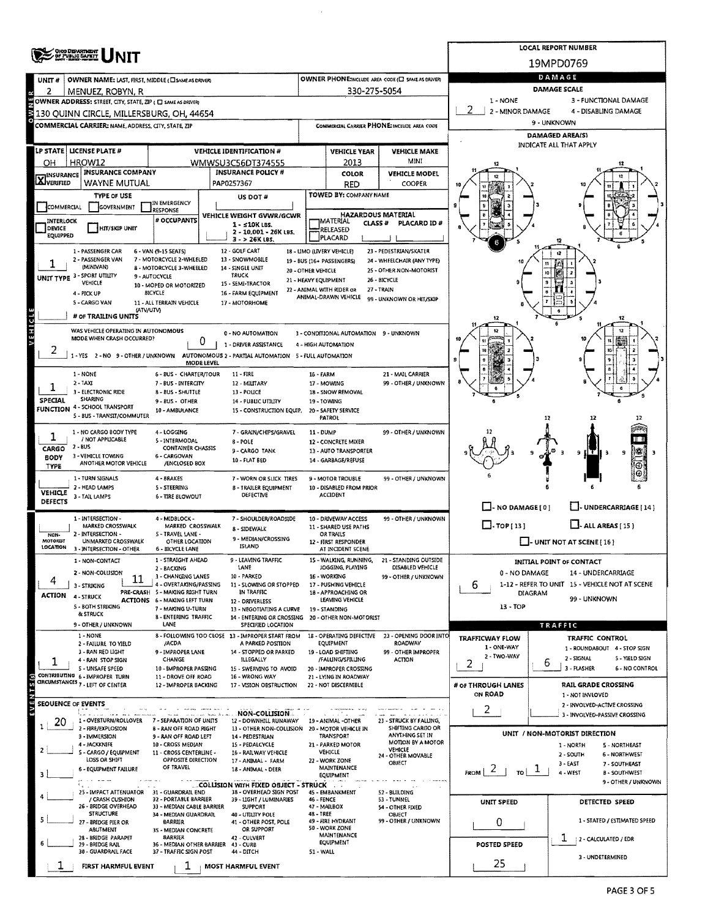# OHIO DEPARTMENT OF PUBLIC SAFETY — UNIT

**LOCAL REPORT NUMBER:** 19MPD0769

| UNIT # | OWNER NAME: LAST, FIRST, MIDDLE (☐ SAME AS DRIVER) | OWNER PHONE: INCLUDE AREA CODE (☐ SAME AS DRIVER) |
|---|---|---|
| 2 | MENUEZ, ROBYN, R | 330-275-5054 |

**OWNER ADDRESS:** STREET, CITY, STATE, ZIP (☐ SAME AS DRIVER)
130 QUINN CIRCLE, MILLERSBURG, OH, 44654

**COMMERCIAL CARRIER:** NAME, ADDRESS, CITY, STATE, ZIP — **COMMERCIAL CARRIER PHONE:** INCLUDE AREA CODE

| LP STATE | LICENSE PLATE # | VEHICLE IDENTIFICATION # | VEHICLE YEAR | VEHICLE MAKE |
|---|---|---|---|---|
| OH | HROW12 | WMWSU3C56DT374555 | 2013 | MINI |

| INSURANCE | INSURANCE COMPANY | INSURANCE POLICY # | COLOR | VEHICLE MODEL |
|---|---|---|---|---|
| ☒ VERIFIED | WAYNE MUTUAL | PAP0257367 | RED | COOPER |

**TYPE OF USE:** ☐ COMMERCIAL ☐ GOVERNMENT ☐ IN EMERGENCY RESPONSE
**US DOT #:**
**TOWED BY:** COMPANY NAME
☐ INTERLOCK DEVICE EQUIPPED ☐ HIT/SKIP UNIT
**# OCCUPANTS:**
**VEHICLE WEIGHT GVWR/GCWR:** 1 - ≤10K LBS. 2 - 10,001 - 26K LBS. 3 - > 26K LBS.
**HAZARDOUS MATERIAL:** ☐ MATERIAL RELEASED ☐ PLACARD — CLASS # — PLACARD ID #

**UNIT TYPE:** 1
1 - PASSENGER CAR, 2 - PASSENGER VAN (MINIVAN), 3 - SPORT UTILITY VEHICLE, 4 - PICK UP, 5 - CARGO VAN, 6 - VAN (9-15 SEATS), 7 - MOTORCYCLE 2-WHEELED, 8 - MOTORCYCLE 3-WHEELED, 9 - AUTOCYCLE, 10 - MOPED OR MOTORIZED BICYCLE, 11 - ALL TERRAIN VEHICLE (ATV/UTV), 12 - GOLF CART, 13 - SNOWMOBILE, 14 - SINGLE UNIT TRUCK, 15 - SEMI-TRACTOR, 16 - FARM EQUIPMENT, 17 - MOTORHOME, 18 - LIMO (LIVERY VEHICLE), 19 - BUS (16+ PASSENGERS), 20 - OTHER VEHICLE, 21 - HEAVY EQUIPMENT, 22 - ANIMAL WITH RIDER OR ANIMAL-DRAWN VEHICLE, 23 - PEDESTRIAN/SKATER, 24 - WHEELCHAIR (ANY TYPE), 25 - OTHER NON-MOTORIST, 26 - BICYCLE, 27 - TRAIN, 99 - UNKNOWN OR HIT/SKIP

**# OF TRAILING UNITS:**

**WAS VEHICLE OPERATING IN AUTONOMOUS MODE WHEN CRASH OCCURRED?** 2
1 - YES 2 - NO 9 - OTHER / UNKNOWN
**AUTONOMOUS MODE LEVEL:** 0
0 - NO AUTOMATION, 1 - DRIVER ASSISTANCE, 2 - PARTIAL AUTOMATION, 3 - CONDITIONAL AUTOMATION, 4 - HIGH AUTOMATION, 5 - FULL AUTOMATION, 9 - UNKNOWN

**SPECIAL FUNCTION:** 1
1 - NONE, 2 - TAXI, 3 - ELECTRONIC RIDE SHARING, 4 - SCHOOL TRANSPORT, 5 - BUS - TRANSIT/COMMUTER, 6 - BUS - CHARTER/TOUR, 7 - BUS - INTERCITY, 8 - BUS - SHUTTLE, 9 - BUS - OTHER, 10 - AMBULANCE, 11 - FIRE, 12 - MILITARY, 13 - POLICE, 14 - PUBLIC UTILITY, 15 - CONSTRUCTION EQUIP., 16 - FARM, 17 - MOWING, 18 - SNOW REMOVAL, 19 - TOWING, 20 - SAFETY SERVICE PATROL, 21 - MAIL CARRIER, 99 - OTHER / UNKNOWN

**CARGO BODY TYPE:** 1
1 - NO CARGO BODY TYPE / NOT APPLICABLE, 2 - BUS, 3 - VEHICLE TOWING ANOTHER MOTOR VEHICLE, 4 - LOGGING, 5 - INTERMODAL CONTAINER CHASSIS, 6 - CARGOVAN /ENCLOSED BOX, 7 - GRAIN/CHIPS/GRAVEL, 8 - POLE, 9 - CARGO TANK, 10 - FLAT BED, 11 - DUMP, 12 - CONCRETE MIXER, 13 - AUTO TRANSPORTER, 14 - GARBAGE/REFUSE, 99 - OTHER / UNKNOWN

**VEHICLE DEFECTS:**
1 - TURN SIGNALS, 2 - HEAD LAMPS, 3 - TAIL LAMPS, 4 - BRAKES, 5 - STEERING, 6 - TIRE BLOWOUT, 7 - WORN OR SLICK TIRES, 8 - TRAILER EQUIPMENT DEFECTIVE, 9 - MOTOR TROUBLE, 10 - DISABLED FROM PRIOR ACCIDENT, 99 - OTHER / UNKNOWN

**NON-MOTORIST LOCATION:**
1 - INTERSECTION - MARKED CROSSWALK, 2 - INTERSECTION - UNMARKED CROSSWALK, 3 - INTERSECTION - OTHER, 4 - MIDBLOCK - MARKED CROSSWALK, 5 - TRAVEL LANE - OTHER LOCATION, 6 - BICYCLE LANE, 7 - SHOULDER/ROADSIDE, 8 - SIDEWALK, 9 - MEDIAN/CROSSING ISLAND, 10 - DRIVEWAY ACCESS, 11 - SHARED USE PATHS OR TRAILS, 12 - FIRST RESPONDER AT INCIDENT SCENE, 99 - OTHER / UNKNOWN

**ACTION:** 4 **PRE-CRASH ACTIONS:** 11
1 - NON-CONTACT, 2 - NON-COLLISION, 3 - STRIKING, 4 - STRUCK, 5 - BOTH STRIKING & STRUCK, 9 - OTHER / UNKNOWN
1 - STRAIGHT AHEAD, 2 - BACKING, 3 - CHANGING LANES, 4 - OVERTAKING/PASSING, 5 - MAKING RIGHT TURN, 6 - MAKING LEFT TURN, 7 - MAKING U-TURN, 8 - ENTERING TRAFFIC LANE, 9 - LEAVING TRAFFIC LANE, 10 - PARKED, 11 - SLOWING OR STOPPED IN TRAFFIC, 12 - DRIVERLESS, 13 - NEGOTIATING A CURVE, 14 - ENTERING OR CROSSING SPECIFIED LOCATION, 15 - WALKING, RUNNING, JOGGING, PLAYING, 16 - WORKING, 17 - PUSHING VEHICLE, 18 - APPROACHING OR LEAVING VEHICLE, 19 - STANDING, 20 - OTHER NON-MOTORIST, 21 - STANDING OUTSIDE DISABLED VEHICLE, 99 - OTHER / UNKNOWN

**CONTRIBUTING CIRCUMSTANCES:** 1
1 - NONE, 2 - FAILURE TO YIELD /ACDA, 3 - RAN RED LIGHT, 4 - RAN STOP SIGN, 5 - UNSAFE SPEED, 6 - IMPROPER TURN, 7 - LEFT OF CENTER, 8 - FOLLOWING TOO CLOSE, 9 - IMPROPER LANE CHANGE, 10 - IMPROPER PASSING, 11 - DROVE OFF ROAD, 12 - IMPROPER BACKING, 13 - IMPROPER START FROM A PARKED POSITION, 14 - STOPPED OR PARKED ILLEGALLY, 15 - SWERVING TO AVOID, 16 - WRONG WAY, 17 - VISION OBSTRUCTION, 18 - OPERATING DEFECTIVE EQUIPMENT, 19 - LOAD SHIFTING /FALLING/SPILLING, 20 - IMPROPER CROSSING, 21 - LYING IN ROADWAY, 22 - NOT DISCERNIBLE, 23 - OPENING DOOR INTO ROADWAY, 99 - OTHER IMPROPER ACTION

## SEQUENCE OF EVENTS

| # | Event |
|---|---|
| 1 | 20 |
| 2 | |
| 3 | |
| 4 | |
| 5 | |
| 6 | |

**NON-COLLISION:** 1 - OVERTURN/ROLLOVER, 2 - FIRE/EXPLOSION, 3 - IMMERSION, 4 - JACKKNIFE, 5 - CARGO / EQUIPMENT LOSS OR SHIFT, 6 - EQUIPMENT FAILURE, 7 - SEPARATION OF UNITS, 8 - RAN OFF ROAD RIGHT, 9 - RAN OFF ROAD LEFT, 10 - CROSS MEDIAN, 11 - CROSS CENTERLINE - OPPOSITE DIRECTION OF TRAVEL, 12 - DOWNHILL RUNAWAY, 13 - OTHER NON-COLLISION, 14 - PEDESTRIAN, 15 - PEDALCYCLE, 16 - RAILWAY VEHICLE, 17 - ANIMAL - FARM, 18 - ANIMAL - DEER, 19 - ANIMAL -OTHER, 20 - MOTOR VEHICLE IN TRANSPORT, 21 - PARKED MOTOR VEHICLE, 22 - WORK ZONE MAINTENANCE EQUIPMENT, 23 - STRUCK BY FALLING, SHIFTING CARGO OR ANYTHING SET IN MOTION BY A MOTOR VEHICLE, 24 - OTHER MOVABLE OBJECT

**COLLISION WITH FIXED OBJECT - STRUCK:** 25 - IMPACT ATTENUATOR / CRASH CUSHION, 26 - BRIDGE OVERHEAD STRUCTURE, 27 - BRIDGE PIER OR ABUTMENT, 28 - BRIDGE PARAPET, 29 - BRIDGE RAIL, 30 - GUARDRAIL FACE, 31 - GUARDRAIL END, 32 - PORTABLE BARRIER, 33 - MEDIAN CABLE BARRIER, 34 - MEDIAN GUARDRAIL BARRIER, 35 - MEDIAN CONCRETE BARRIER, 36 - MEDIAN OTHER BARRIER, 37 - TRAFFIC SIGN POST, 38 - OVERHEAD SIGN POST, 39 - LIGHT / LUMINARIES SUPPORT, 40 - UTILITY POLE, 41 - OTHER POST, POLE OR SUPPORT, 42 - CULVERT, 43 - CURB, 44 - DITCH, 45 - EMBANKMENT, 46 - FENCE, 47 - MAILBOX, 48 - TREE, 49 - FIRE HYDRANT, 50 - WORK ZONE MAINTENANCE EQUIPMENT, 51 - WALL, 52 - BUILDING, 53 - TUNNEL, 54 - OTHER FIXED OBJECT, 99 - OTHER / UNKNOWN

**FIRST HARMFUL EVENT:** 1 **MOST HARMFUL EVENT:** 1

## DAMAGE

**DAMAGE SCALE:** 2
1 - NONE, 2 - MINOR DAMAGE, 3 - FUNCTIONAL DAMAGE, 4 - DISABLING DAMAGE, 9 - UNKNOWN

**DAMAGED AREA(S)** — INDICATE ALL THAT APPLY: 6

☐ - NO DAMAGE [0] ☐ - UNDERCARRIAGE [14] ☐ - TOP [13] ☐ - ALL AREAS [15] ☐ - UNIT NOT AT SCENE [16]

**INITIAL POINT OF CONTACT:** 6
0 - NO DAMAGE, 1-12 - REFER TO UNIT DIAGRAM, 13 - TOP, 14 - UNDERCARRIAGE, 15 - VEHICLE NOT AT SCENE, 99 - UNKNOWN

## TRAFFIC

**TRAFFICWAY FLOW:** 2 (1 - ONE-WAY, 2 - TWO-WAY)
**TRAFFIC CONTROL:** 6 (1 - ROUNDABOUT, 2 - SIGNAL, 3 - FLASHER, 4 - STOP SIGN, 5 - YIELD SIGN, 6 - NO CONTROL)
**# OF THROUGH LANES ON ROAD:** 2
**RAIL GRADE CROSSING:** 1 - NOT INVOLVED, 2 - INVOLVED-ACTIVE CROSSING, 3 - INVOLVED-PASSIVE CROSSING

**UNIT / NON-MOTORIST DIRECTION:** FROM 2 TO 1
1 - NORTH, 2 - SOUTH, 3 - EAST, 4 - WEST, 5 - NORTHEAST, 6 - NORTHWEST, 7 - SOUTHEAST, 8 - SOUTHWEST, 9 - OTHER / UNKNOWN

**UNIT SPEED:** 0
**POSTED SPEED:** 25
**DETECTED SPEED:** 1
1 - STATED / ESTIMATED SPEED, 2 - CALCULATED / EDR, 3 - UNDETERMINED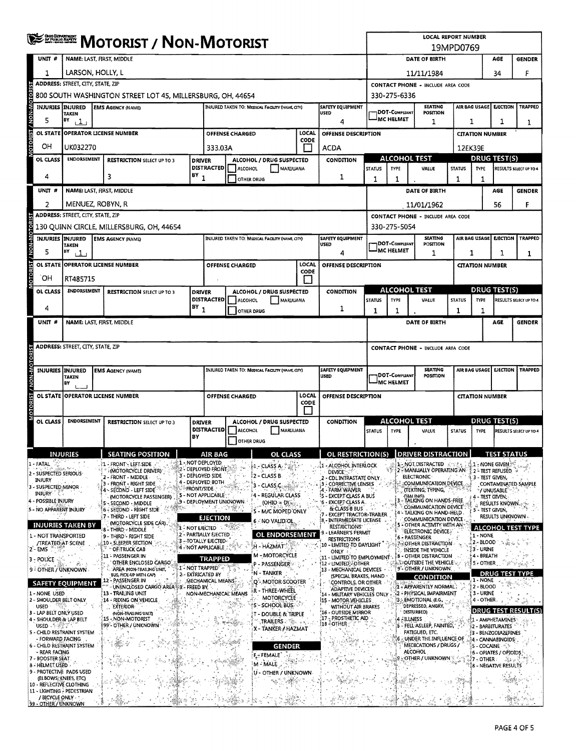# MOTORIST / NON-MOTORIST

OHIO DEPARTMENT OF PUBLIC SAFETY

| LOCAL REPORT NUMBER |
|---|
| 19MPD0769 |

## MOTORIST / NON-MOTORIST (Unit 1)

| UNIT # | NAME: LAST, FIRST, MIDDLE | DATE OF BIRTH | AGE | GENDER |
|---|---|---|---|---|
| 1 | LARSON, HOLLY, L | 11/11/1984 | 34 | F |

| ADDRESS: STREET, CITY, STATE, ZIP | CONTACT PHONE - INCLUDE AREA CODE |
|---|---|
| 800 SOUTH WASHINGTON STREET LOT 45, MILLERSBURG, OH, 44654 | 330-275-6336 |

| INJURIES | INJURED TAKEN BY | EMS AGENCY (NAME) | INJURED TAKEN TO: MEDICAL FACILITY (NAME, CITY) | SAFETY EQUIPMENT USED | DOT-COMPLIANT MC HELMET | SEATING POSITION | AIR BAG USAGE | EJECTION | TRAPPED |
|---|---|---|---|---|---|---|---|---|---|
| 5 | 1 | | | 4 | | 1 | 1 | 1 | 1 |

| OL STATE | OPERATOR LICENSE NUMBER | OFFENSE CHARGED | LOCAL CODE | OFFENSE DESCRIPTION | CITATION NUMBER |
|---|---|---|---|---|---|
| OH | UK032270 | 333.03A | ☐ | ACDA | 12EK39E |

| OL CLASS | ENDORSEMENT | RESTRICTION SELECT UP TO 3 | DRIVER DISTRACTED BY | ALCOHOL / DRUG SUSPECTED | CONDITION | ALCOHOL TEST STATUS | ALCOHOL TEST TYPE | ALCOHOL TEST VALUE | DRUG TEST STATUS | DRUG TEST TYPE | DRUG TEST RESULTS SELECT UP TO 4 |
|---|---|---|---|---|---|---|---|---|---|---|---|
| 4 | | 3 | 1 | ☐ ALCOHOL ☐ MARIJUANA ☐ OTHER DRUG | 1 | 1 | 1 | . | 1 | 1 | |

## MOTORIST / NON-MOTORIST (Unit 2)

| UNIT # | NAME: LAST, FIRST, MIDDLE | DATE OF BIRTH | AGE | GENDER |
|---|---|---|---|---|
| 2 | MENUEZ, ROBYN, R | 11/01/1962 | 56 | F |

| ADDRESS: STREET, CITY, STATE, ZIP | CONTACT PHONE - INCLUDE AREA CODE |
|---|---|
| 130 QUINN CIRCLE, MILLERSBURG, OH, 44654 | 330-275-5054 |

| INJURIES | INJURED TAKEN BY | EMS AGENCY (NAME) | INJURED TAKEN TO: MEDICAL FACILITY (NAME, CITY) | SAFETY EQUIPMENT USED | DOT-COMPLIANT MC HELMET | SEATING POSITION | AIR BAG USAGE | EJECTION | TRAPPED |
|---|---|---|---|---|---|---|---|---|---|
| 5 | 1 | | | 4 | | 1 | 1 | 1 | 1 |

| OL STATE | OPERATOR LICENSE NUMBER | OFFENSE CHARGED | LOCAL CODE | OFFENSE DESCRIPTION | CITATION NUMBER |
|---|---|---|---|---|---|
| OH | RT485715 | | ☐ | | |

| OL CLASS | ENDORSEMENT | RESTRICTION SELECT UP TO 3 | DRIVER DISTRACTED BY | ALCOHOL / DRUG SUSPECTED | CONDITION | ALCOHOL TEST STATUS | ALCOHOL TEST TYPE | ALCOHOL TEST VALUE | DRUG TEST STATUS | DRUG TEST TYPE | DRUG TEST RESULTS SELECT UP TO 4 |
|---|---|---|---|---|---|---|---|---|---|---|---|
| 4 | | | 1 | ☐ ALCOHOL ☐ MARIJUANA ☐ OTHER DRUG | 1 | 1 | 1 | . | 1 | 1 | |

## MOTORIST / NON-MOTORIST (Unit blank)

| UNIT # | NAME: LAST, FIRST, MIDDLE | DATE OF BIRTH | AGE | GENDER |
|---|---|---|---|---|
| | | | | |

| ADDRESS: STREET, CITY, STATE, ZIP | CONTACT PHONE - INCLUDE AREA CODE |
|---|---|
| | |

| INJURIES | INJURED TAKEN BY | EMS AGENCY (NAME) | INJURED TAKEN TO: MEDICAL FACILITY (NAME, CITY) | SAFETY EQUIPMENT USED | DOT-COMPLIANT MC HELMET | SEATING POSITION | AIR BAG USAGE | EJECTION | TRAPPED |
|---|---|---|---|---|---|---|---|---|---|
| | | | | | | | | | |

| OL STATE | OPERATOR LICENSE NUMBER | OFFENSE CHARGED | LOCAL CODE | OFFENSE DESCRIPTION | CITATION NUMBER |
|---|---|---|---|---|---|
| | | | ☐ | | |

| OL CLASS | ENDORSEMENT | RESTRICTION SELECT UP TO 3 | DRIVER DISTRACTED BY | ALCOHOL / DRUG SUSPECTED | CONDITION | ALCOHOL TEST STATUS | ALCOHOL TEST TYPE | ALCOHOL TEST VALUE | DRUG TEST STATUS | DRUG TEST TYPE | DRUG TEST RESULTS SELECT UP TO 4 |
|---|---|---|---|---|---|---|---|---|---|---|---|
| | | | | ☐ ALCOHOL ☐ MARIJUANA ☐ OTHER DRUG | | | | . | | | |

## Codes

**INJURIES**
1 - FATAL
2 - SUSPECTED SERIOUS INJURY
3 - SUSPECTED MINOR INJURY
4 - POSSIBLE INJURY
5 - NO APPARENT INJURY

**INJURIES TAKEN BY**
1 - NOT TRANSPORTED /TREATED AT SCENE
2 - EMS
3 - POLICE
9 - OTHER / UNKNOWN

**SAFETY EQUIPMENT**
1 - NONE USED
2 - SHOULDER BELT ONLY USED
3 - LAP BELT ONLY USED
4 - SHOULDER & LAP BELT USED
5 - CHILD RESTRAINT SYSTEM - FORWARD FACING
6 - CHILD RESTRAINT SYSTEM - REAR FACING
7 - BOOSTER SEAT
8 - HELMET USED
9 - PROTECTIVE PADS USED (ELBOWS, KNEES, ETC)
10 - REFLECTIVE CLOTHING
11 - LIGHTING - PEDESTRIAN / BICYCLE ONLY
99 - OTHER / UNKNOWN

**SEATING POSITION**
1 - FRONT - LEFT SIDE (MOTORCYCLE DRIVER)
2 - FRONT - MIDDLE
3 - FRONT - RIGHT SIDE
4 - SECOND - LEFT SIDE (MOTORCYCLE PASSENGER)
5 - SECOND - MIDDLE
6 - SECOND - RIGHT SIDE
7 - THIRD - LEFT SIDE (MOTORCYCLE SIDE CAR)
8 - THIRD - MIDDLE
9 - THIRD - RIGHT SIDE
10 - SLEEPER SECTION OF TRUCK CAB
11 - PASSENGER IN OTHER ENCLOSED CARGO AREA (NON-TRAILING UNIT, BUS, PICK-UP WITH CAP)
12 - PASSENGER IN UNENCLOSED CARGO AREA
13 - TRAILING UNIT
14 - RIDING ON VEHICLE EXTERIOR (NON-TRAILING UNIT)
15 - NON-MOTORIST
99 - OTHER / UNKNOWN

**AIR BAG**
1 - NOT DEPLOYED
2 - DEPLOYED FRONT
3 - DEPLOYED SIDE
4 - DEPLOYED BOTH FRONT/SIDE
5 - NOT APPLICABLE
9 - DEPLOYMENT UNKNOWN

**EJECTION**
1 - NOT EJECTED
2 - PARTIALLY EJECTED
3 - TOTALLY EJECTED
4 - NOT APPLICABLE

**TRAPPED**
1 - NOT TRAPPED
2 - EXTRICATED BY MECHANICAL MEANS
3 - FREED BY NON-MECHANICAL MEANS

**OL CLASS**
1 - CLASS A
2 - CLASS B
3 - CLASS C
4 - REGULAR CLASS (OHIO = D)
5 - M/C MOPED ONLY
6 - NO VALID OL

**OL ENDORSEMENT**
H - HAZMAT
M - MOTORCYCLE
P - PASSENGER
N - TANKER
Q - MOTOR SCOOTER
R - THREE-WHEEL MOTORCYCLE
S - SCHOOL BUS
T - DOUBLE & TRIPLE TRAILERS
X - TANKER / HAZMAT

**GENDER**
F - FEMALE
M - MALE
U - OTHER / UNKNOWN

**OL RESTRICTION(S)**
1 - ALCOHOL INTERLOCK DEVICE
2 - CDL INTRASTATE ONLY
3 - CORRECTIVE LENSES
4 - FARM WAIVER
5 - EXCEPT CLASS A BUS
6 - EXCEPT CLASS A & CLASS B BUS
7 - EXCEPT TRACTOR-TRAILER
8 - INTERMEDIATE LICENSE RESTRICTIONS
9 - LEARNER'S PERMIT RESTRICTIONS
10 - LIMITED TO DAYLIGHT ONLY
11 - LIMITED TO EMPLOYMENT
12 - LIMITED - OTHER
13 - MECHANICAL DEVICES (SPECIAL BRAKES, HAND CONTROLS, OR OTHER ADAPTIVE DEVICES)
14 - MILITARY VEHICLES ONLY
15 - MOTOR VEHICLES WITHOUT AIR BRAKES
16 - OUTSIDE MIRROR
17 - PROSTHETIC AID
18 - OTHER

**DRIVER DISTRACTION**
1 - NOT DISTRACTED
2 - MANUALLY OPERATING AN ELECTRONIC COMMUNICATION DEVICE (TEXTING, TYPING, DIALING)
3 - TALKING ON HANDS-FREE COMMUNICATION DEVICE
4 - TALKING ON HAND-HELD COMMUNICATION DEVICE
5 - OTHER ACTIVITY WITH AN ELECTRONIC DEVICE
6 - PASSENGER
7 - OTHER DISTRACTION INSIDE THE VEHICLE
8 - OTHER DISTRACTION OUTSIDE THE VEHICLE
9 - OTHER / UNKNOWN

**CONDITION**
1 - APPARENTLY NORMAL
2 - PHYSICAL IMPAIRMENT
3 - EMOTIONAL (E.G., DEPRESSED, ANGRY, DISTURBED)
4 - ILLNESS
5 - FELL ASLEEP, FAINTED, FATIGUED, ETC.
6 - UNDER THE INFLUENCE OF MEDICATIONS / DRUGS / ALCOHOL
9 - OTHER / UNKNOWN

**TEST STATUS**
1 - NONE GIVEN
2 - TEST REFUSED
3 - TEST GIVEN, CONTAMINATED SAMPLE / UNUSABLE
4 - TEST GIVEN, RESULTS KNOWN
5 - TEST GIVEN, RESULTS UNKNOWN

**ALCOHOL TEST TYPE**
1 - NONE
2 - BLOOD
3 - URINE
4 - BREATH
5 - OTHER

**DRUG TEST TYPE**
1 - NONE
2 - BLOOD
3 - URINE
4 - OTHER

**DRUG TEST RESULT(S)**
1 - AMPHETAMINES
2 - BARBITURATES
3 - BENZODIAZEPINES
4 - CANNABINOIDS
5 - COCAINE
6 - OPIATES / OPIOIDS
7 - OTHER
8 - NEGATIVE RESULTS